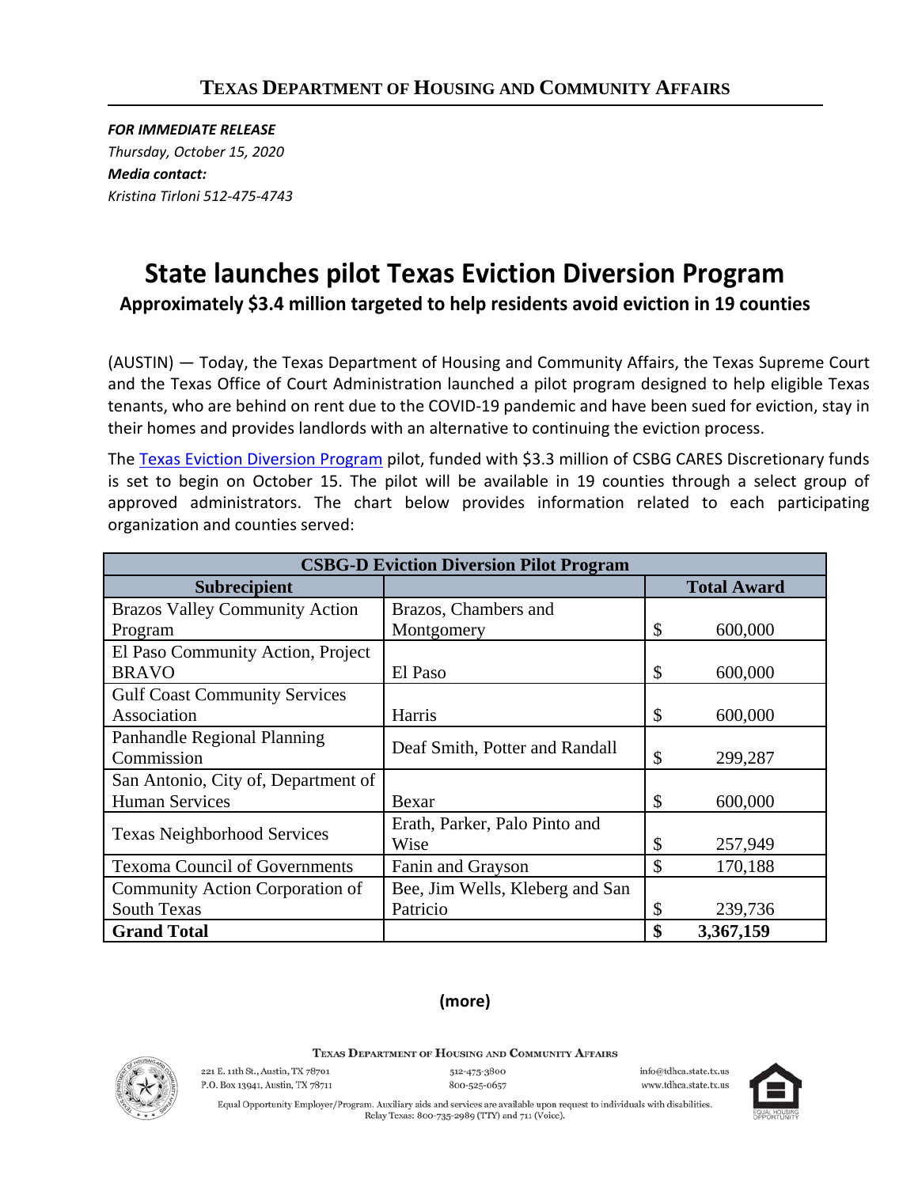**TEXAS DEPARTMENT OF HOUSING AND COMMUNITY AFFAIRS**

***FOR IMMEDIATE RELEASE***
*Thursday, October 15, 2020*
***Media contact:***
*Kristina Tirloni 512-475-4743*

# State launches pilot Texas Eviction Diversion Program

## Approximately $3.4 million targeted to help residents avoid eviction in 19 counties

(AUSTIN) — Today, the Texas Department of Housing and Community Affairs, the Texas Supreme Court and the Texas Office of Court Administration launched a pilot program designed to help eligible Texas tenants, who are behind on rent due to the COVID-19 pandemic and have been sued for eviction, stay in their homes and provides landlords with an alternative to continuing the eviction process.

The Texas Eviction Diversion Program pilot, funded with $3.3 million of CSBG CARES Discretionary funds is set to begin on October 15. The pilot will be available in 19 counties through a select group of approved administrators. The chart below provides information related to each participating organization and counties served:

| **CSBG-D Eviction Diversion Pilot Program** | | |
|---|---|---|
| **Subrecipient** | | **Total Award** |
| Brazos Valley Community Action Program | Brazos, Chambers and Montgomery | $ 600,000 |
| El Paso Community Action, Project BRAVO | El Paso | $ 600,000 |
| Gulf Coast Community Services Association | Harris | $ 600,000 |
| Panhandle Regional Planning Commission | Deaf Smith, Potter and Randall | $ 299,287 |
| San Antonio, City of, Department of Human Services | Bexar | $ 600,000 |
| Texas Neighborhood Services | Erath, Parker, Palo Pinto and Wise | $ 257,949 |
| Texoma Council of Governments | Fanin and Grayson | $ 170,188 |
| Community Action Corporation of South Texas | Bee, Jim Wells, Kleberg and San Patricio | $ 239,736 |
| **Grand Total** | | **$ 3,367,159** |

**(more)**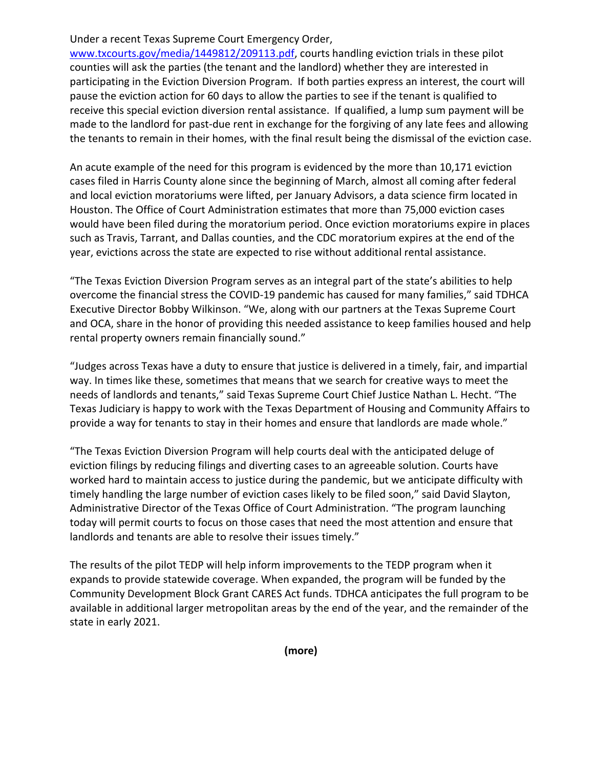Under a recent Texas Supreme Court Emergency Order, [www.txcourts.gov/media/1449812/209113.pdf](www.txcourts.gov/media/1449812/209113.pdf), courts handling eviction trials in these pilot counties will ask the parties (the tenant and the landlord) whether they are interested in participating in the Eviction Diversion Program. If both parties express an interest, the court will pause the eviction action for 60 days to allow the parties to see if the tenant is qualified to receive this special eviction diversion rental assistance. If qualified, a lump sum payment will be made to the landlord for past-due rent in exchange for the forgiving of any late fees and allowing the tenants to remain in their homes, with the final result being the dismissal of the eviction case.

An acute example of the need for this program is evidenced by the more than 10,171 eviction cases filed in Harris County alone since the beginning of March, almost all coming after federal and local eviction moratoriums were lifted, per January Advisors, a data science firm located in Houston. The Office of Court Administration estimates that more than 75,000 eviction cases would have been filed during the moratorium period. Once eviction moratoriums expire in places such as Travis, Tarrant, and Dallas counties, and the CDC moratorium expires at the end of the year, evictions across the state are expected to rise without additional rental assistance.

"The Texas Eviction Diversion Program serves as an integral part of the state's abilities to help overcome the financial stress the COVID-19 pandemic has caused for many families," said TDHCA Executive Director Bobby Wilkinson. "We, along with our partners at the Texas Supreme Court and OCA, share in the honor of providing this needed assistance to keep families housed and help rental property owners remain financially sound."

"Judges across Texas have a duty to ensure that justice is delivered in a timely, fair, and impartial way. In times like these, sometimes that means that we search for creative ways to meet the needs of landlords and tenants," said Texas Supreme Court Chief Justice Nathan L. Hecht. "The Texas Judiciary is happy to work with the Texas Department of Housing and Community Affairs to provide a way for tenants to stay in their homes and ensure that landlords are made whole."

"The Texas Eviction Diversion Program will help courts deal with the anticipated deluge of eviction filings by reducing filings and diverting cases to an agreeable solution. Courts have worked hard to maintain access to justice during the pandemic, but we anticipate difficulty with timely handling the large number of eviction cases likely to be filed soon," said David Slayton, Administrative Director of the Texas Office of Court Administration. "The program launching today will permit courts to focus on those cases that need the most attention and ensure that landlords and tenants are able to resolve their issues timely."

The results of the pilot TEDP will help inform improvements to the TEDP program when it expands to provide statewide coverage. When expanded, the program will be funded by the Community Development Block Grant CARES Act funds. TDHCA anticipates the full program to be available in additional larger metropolitan areas by the end of the year, and the remainder of the state in early 2021.

**(more)**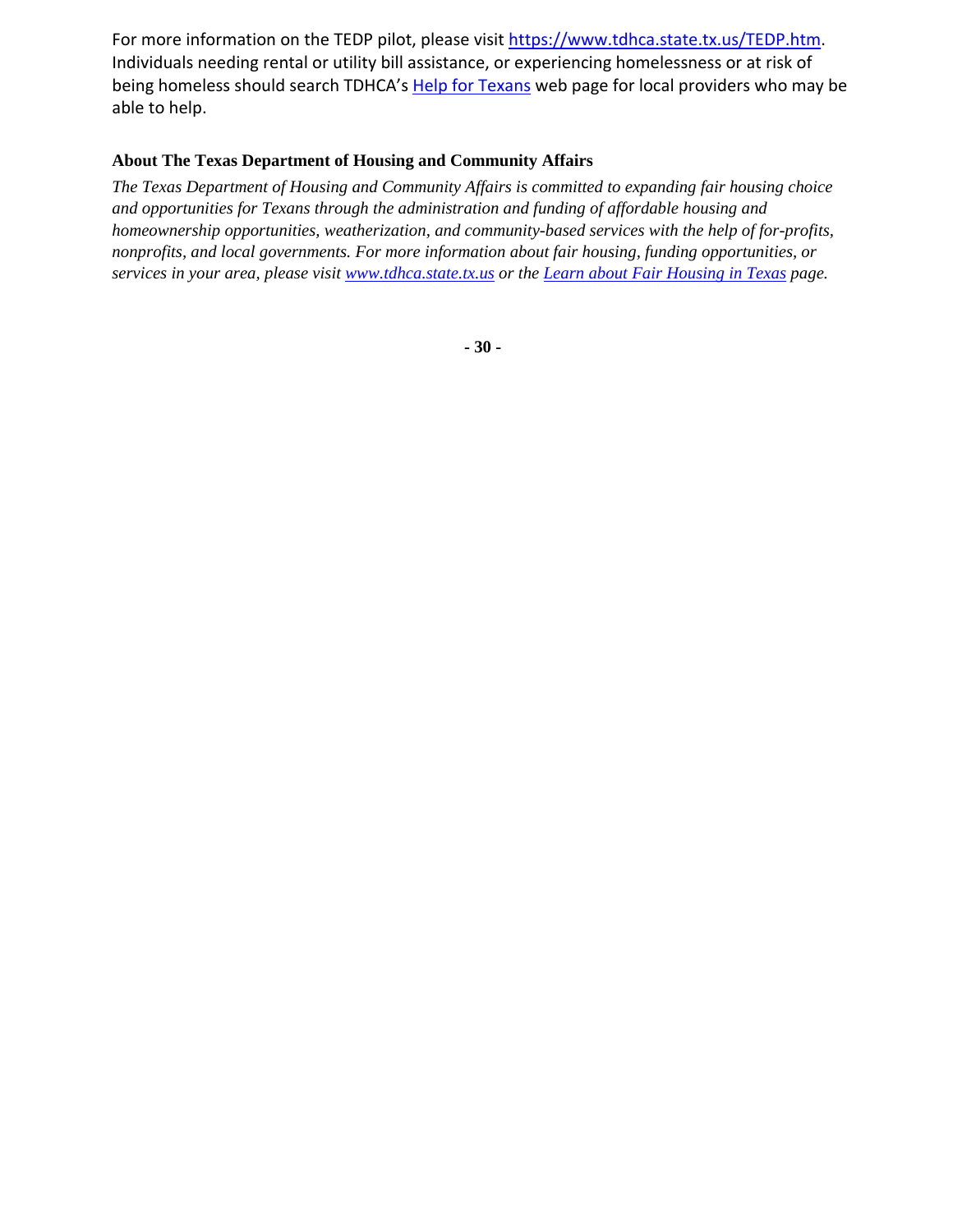For more information on the TEDP pilot, please visit [https://www.tdhca.state.tx.us/TEDP.htm](https://www.tdhca.state.tx.us/TEDP.htm). Individuals needing rental or utility bill assistance, or experiencing homelessness or at risk of being homeless should search TDHCA's [Help for Texans](#) web page for local providers who may be able to help.

**About The Texas Department of Housing and Community Affairs**

*The Texas Department of Housing and Community Affairs is committed to expanding fair housing choice and opportunities for Texans through the administration and funding of affordable housing and homeownership opportunities, weatherization, and community-based services with the help of for-profits, nonprofits, and local governments. For more information about fair housing, funding opportunities, or services in your area, please visit [www.tdhca.state.tx.us](http://www.tdhca.state.tx.us) or the [Learn about Fair Housing in Texas](#) page.*

**- 30 -**